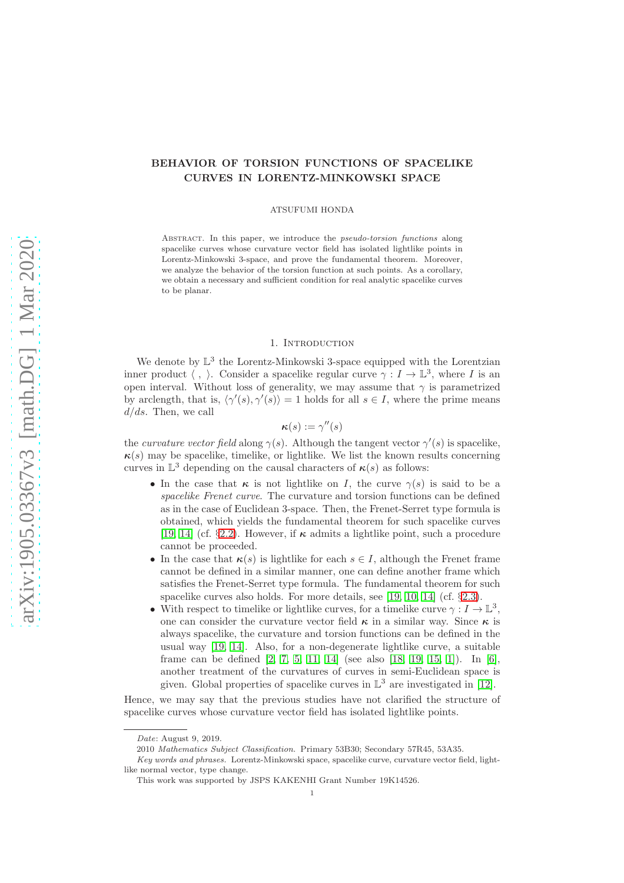# BEHAVIOR OF TORSION FUNCTIONS OF SPACELIKE CURVES IN LORENTZ-MINKOWSKI SPACE

ATSUFUMI HONDA

Abstract. In this paper, we introduce the *pseudo-torsion functions* along spacelike curves whose curvature vector field has isolated lightlike points in Lorentz-Minkowski 3-space, and prove the fundamental theorem. Moreover, we analyze the behavior of the torsion function at such points. As a corollary, we obtain a necessary and sufficient condition for real analytic spacelike curves to be planar.

## 1. Introduction

We denote by $\mathbb{L}^3$ the Lorentz-Minkowski 3-space equipped with the Lorentzian inner product $\langle\ ,\ \rangle$. Consider a spacelike regular curve $\gamma : I \to \mathbb{L}^3$, where $I$ is an open interval. Without loss of generality, we may assume that $\gamma$ is parametrized by arclength, that is, $\langle \gamma'(s), \gamma'(s)\rangle = 1$ holds for all $s \in I$, where the prime means $d/ds$. Then, we call

$$\boldsymbol{\kappa}(s) := \gamma''(s)$$

the *curvature vector field* along $\gamma(s)$. Although the tangent vector $\gamma'(s)$ is spacelike, $\boldsymbol{\kappa}(s)$ may be spacelike, timelike, or lightlike. We list the known results concerning curves in $\mathbb{L}^3$ depending on the causal characters of $\boldsymbol{\kappa}(s)$ as follows:

- In the case that $\boldsymbol{\kappa}$ is not lightlike on $I$, the curve $\gamma(s)$ is said to be a *spacelike Frenet curve*. The curvature and torsion functions can be defined as in the case of Euclidean 3-space. Then, the Frenet-Serret type formula is obtained, which yields the fundamental theorem for such spacelike curves [19, 14] (cf. §2.2). However, if $\boldsymbol{\kappa}$ admits a lightlike point, such a procedure cannot be proceeded.
- In the case that $\boldsymbol{\kappa}(s)$ is lightlike for each $s \in I$, although the Frenet frame cannot be defined in a similar manner, one can define another frame which satisfies the Frenet-Serret type formula. The fundamental theorem for such spacelike curves also holds. For more details, see [19, 10, 14] (cf. §2.3).
- With respect to timelike or lightlike curves, for a timelike curve $\gamma : I \to \mathbb{L}^3$, one can consider the curvature vector field $\boldsymbol{\kappa}$ in a similar way. Since $\boldsymbol{\kappa}$ is always spacelike, the curvature and torsion functions can be defined in the usual way [19, 14]. Also, for a non-degenerate lightlike curve, a suitable frame can be defined [2, 7, 5, 11, 14] (see also [18, 19, 15, 1]). In [6], another treatment of the curvatures of curves in semi-Euclidean space is given. Global properties of spacelike curves in $\mathbb{L}^3$ are investigated in [12].

Hence, we may say that the previous studies have not clarified the structure of spacelike curves whose curvature vector field has isolated lightlike points.

---

*Date*: August 9, 2019.

2010 *Mathematics Subject Classification.* Primary 53B30; Secondary 57R45, 53A35.

*Key words and phrases.* Lorentz-Minkowski space, spacelike curve, curvature vector field, lightlike normal vector, type change.

This work was supported by JSPS KAKENHI Grant Number 19K14526.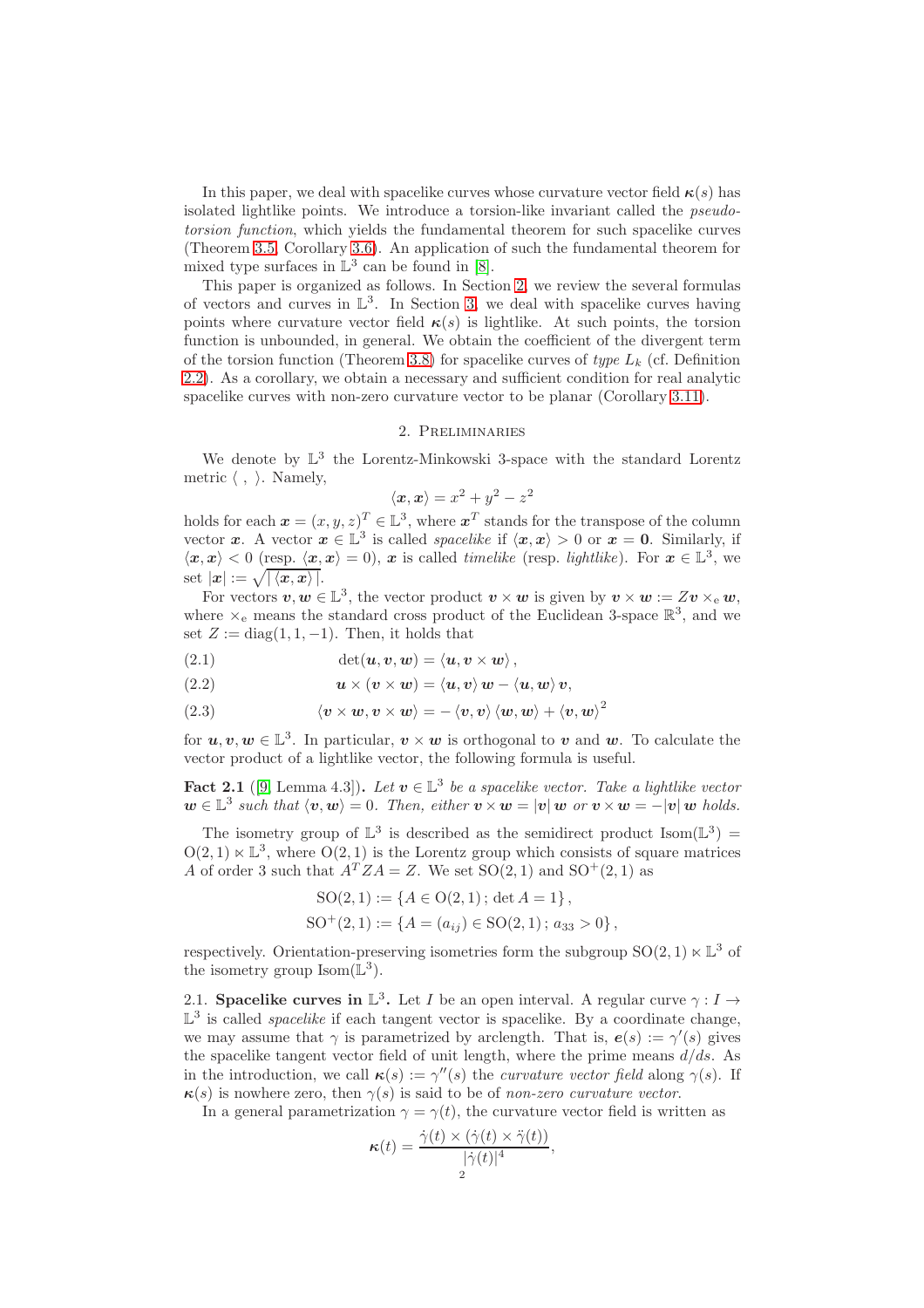In this paper, we deal with spacelike curves whose curvature vector field $\boldsymbol{\kappa}(s)$ has isolated lightlike points. We introduce a torsion-like invariant called the *pseudo-torsion function*, which yields the fundamental theorem for such spacelike curves (Theorem 3.5, Corollary 3.6). An application of such the fundamental theorem for mixed type surfaces in $\mathbb{L}^3$ can be found in [8].

This paper is organized as follows. In Section 2, we review the several formulas of vectors and curves in $\mathbb{L}^3$. In Section 3, we deal with spacelike curves having points where curvature vector field $\boldsymbol{\kappa}(s)$ is lightlike. At such points, the torsion function is unbounded, in general. We obtain the coefficient of the divergent term of the torsion function (Theorem 3.8) for spacelike curves of *type* $L_k$ (cf. Definition 2.2). As a corollary, we obtain a necessary and sufficient condition for real analytic spacelike curves with non-zero curvature vector to be planar (Corollary 3.11).

## 2. Preliminaries

We denote by $\mathbb{L}^3$ the Lorentz-Minkowski 3-space with the standard Lorentz metric $\langle\ ,\ \rangle$. Namely,

$$\langle \boldsymbol{x}, \boldsymbol{x} \rangle = x^2 + y^2 - z^2$$

holds for each $\boldsymbol{x} = (x, y, z)^T \in \mathbb{L}^3$, where $\boldsymbol{x}^T$ stands for the transpose of the column vector $\boldsymbol{x}$. A vector $\boldsymbol{x} \in \mathbb{L}^3$ is called *spacelike* if $\langle \boldsymbol{x}, \boldsymbol{x} \rangle > 0$ or $\boldsymbol{x} = \boldsymbol{0}$. Similarly, if $\langle \boldsymbol{x}, \boldsymbol{x} \rangle < 0$ (resp. $\langle \boldsymbol{x}, \boldsymbol{x} \rangle = 0$), $\boldsymbol{x}$ is called *timelike* (resp. *lightlike*). For $\boldsymbol{x} \in \mathbb{L}^3$, we set $|\boldsymbol{x}| := \sqrt{|\langle \boldsymbol{x}, \boldsymbol{x} \rangle|}$.

For vectors $\boldsymbol{v}, \boldsymbol{w} \in \mathbb{L}^3$, the vector product $\boldsymbol{v} \times \boldsymbol{w}$ is given by $\boldsymbol{v} \times \boldsymbol{w} := Z\boldsymbol{v} \times_{\mathrm{e}} \boldsymbol{w}$, where $\times_{\mathrm{e}}$ means the standard cross product of the Euclidean 3-space $\mathbb{R}^3$, and we set $Z := \mathrm{diag}(1, 1, -1)$. Then, it holds that

$$\det(\boldsymbol{u}, \boldsymbol{v}, \boldsymbol{w}) = \langle \boldsymbol{u}, \boldsymbol{v} \times \boldsymbol{w} \rangle, \tag{2.1}$$

$$\boldsymbol{u} \times (\boldsymbol{v} \times \boldsymbol{w}) = \langle \boldsymbol{u}, \boldsymbol{v} \rangle \boldsymbol{w} - \langle \boldsymbol{u}, \boldsymbol{w} \rangle \boldsymbol{v}, \tag{2.2}$$

$$\langle \boldsymbol{v} \times \boldsymbol{w}, \boldsymbol{v} \times \boldsymbol{w} \rangle = -\langle \boldsymbol{v}, \boldsymbol{v} \rangle \langle \boldsymbol{w}, \boldsymbol{w} \rangle + \langle \boldsymbol{v}, \boldsymbol{w} \rangle^2 \tag{2.3}$$

for $\boldsymbol{u}, \boldsymbol{v}, \boldsymbol{w} \in \mathbb{L}^3$. In particular, $\boldsymbol{v} \times \boldsymbol{w}$ is orthogonal to $\boldsymbol{v}$ and $\boldsymbol{w}$. To calculate the vector product of a lightlike vector, the following formula is useful.

**Fact 2.1** ([9, Lemma 4.3])**.** *Let $\boldsymbol{v} \in \mathbb{L}^3$ be a spacelike vector. Take a lightlike vector $\boldsymbol{w} \in \mathbb{L}^3$ such that $\langle \boldsymbol{v}, \boldsymbol{w} \rangle = 0$. Then, either $\boldsymbol{v} \times \boldsymbol{w} = |\boldsymbol{v}|\, \boldsymbol{w}$ or $\boldsymbol{v} \times \boldsymbol{w} = -|\boldsymbol{v}|\, \boldsymbol{w}$ holds.*

The isometry group of $\mathbb{L}^3$ is described as the semidirect product $\mathrm{Isom}(\mathbb{L}^3) = \mathrm{O}(2,1) \ltimes \mathbb{L}^3$, where $\mathrm{O}(2,1)$ is the Lorentz group which consists of square matrices $A$ of order 3 such that $A^T Z A = Z$. We set $\mathrm{SO}(2,1)$ and $\mathrm{SO}^+(2,1)$ as

$$\mathrm{SO}(2,1) := \{A \in \mathrm{O}(2,1)\,;\, \det A = 1\},$$
$$\mathrm{SO}^+(2,1) := \{A = (a_{ij}) \in \mathrm{SO}(2,1)\,;\, a_{33} > 0\},$$

respectively. Orientation-preserving isometries form the subgroup $\mathrm{SO}(2,1) \ltimes \mathbb{L}^3$ of the isometry group $\mathrm{Isom}(\mathbb{L}^3)$.

### 2.1. Spacelike curves in $\mathbb{L}^3$.

Let $I$ be an open interval. A regular curve $\gamma : I \to \mathbb{L}^3$ is called *spacelike* if each tangent vector is spacelike. By a coordinate change, we may assume that $\gamma$ is parametrized by arclength. That is, $\boldsymbol{e}(s) := \gamma'(s)$ gives the spacelike tangent vector field of unit length, where the prime means $d/ds$. As in the introduction, we call $\boldsymbol{\kappa}(s) := \gamma''(s)$ the *curvature vector field* along $\gamma(s)$. If $\boldsymbol{\kappa}(s)$ is nowhere zero, then $\gamma(s)$ is said to be of *non-zero curvature vector*.

In a general parametrization $\gamma = \gamma(t)$, the curvature vector field is written as

$$\boldsymbol{\kappa}(t) = \frac{\dot{\gamma}(t) \times (\dot{\gamma}(t) \times \ddot{\gamma}(t))}{|\dot{\gamma}(t)|^4},$$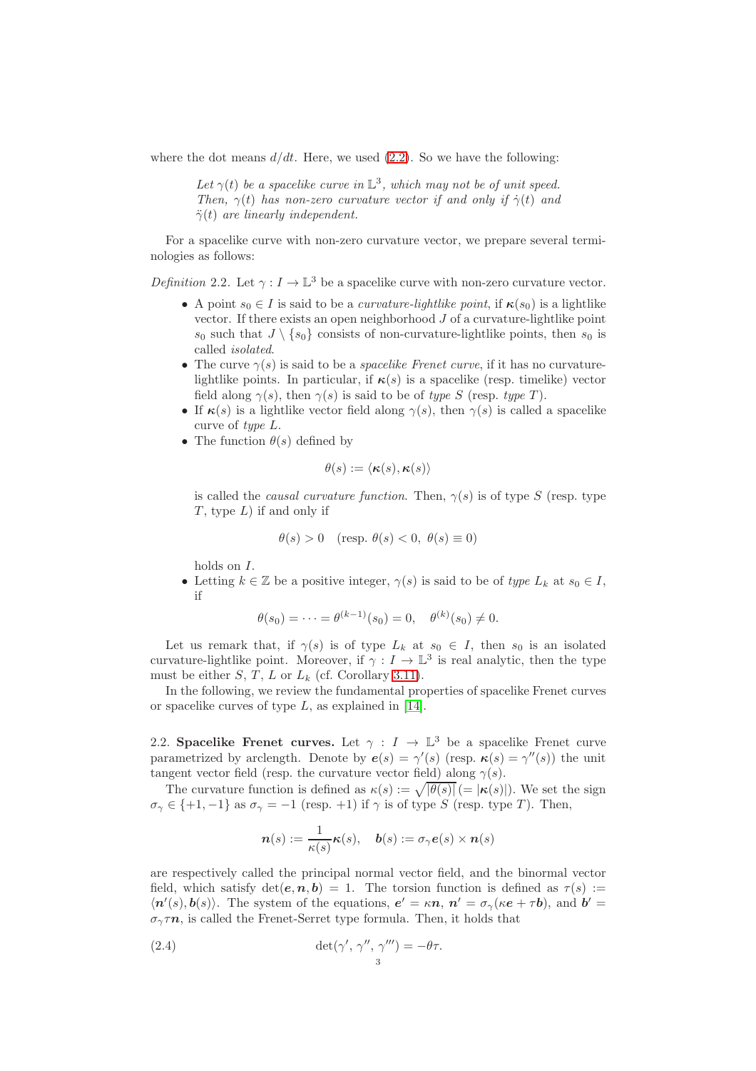where the dot means $d/dt$. Here, we used (2.2). So we have the following:

> *Let $\gamma(t)$ be a spacelike curve in $\mathbb{L}^3$, which may not be of unit speed. Then, $\gamma(t)$ has non-zero curvature vector if and only if $\dot{\gamma}(t)$ and $\ddot{\gamma}(t)$ are linearly independent.*

For a spacelike curve with non-zero curvature vector, we prepare several terminologies as follows:

*Definition* 2.2. Let $\gamma : I \to \mathbb{L}^3$ be a spacelike curve with non-zero curvature vector.

- A point $s_0 \in I$ is said to be a *curvature-lightlike point*, if $\boldsymbol{\kappa}(s_0)$ is a lightlike vector. If there exists an open neighborhood $J$ of a curvature-lightlike point $s_0$ such that $J \setminus \{s_0\}$ consists of non-curvature-lightlike points, then $s_0$ is called *isolated*.
- The curve $\gamma(s)$ is said to be a *spacelike Frenet curve*, if it has no curvature-lightlike points. In particular, if $\boldsymbol{\kappa}(s)$ is a spacelike (resp. timelike) vector field along $\gamma(s)$, then $\gamma(s)$ is said to be of *type S* (resp. *type T*).
- If $\boldsymbol{\kappa}(s)$ is a lightlike vector field along $\gamma(s)$, then $\gamma(s)$ is called a spacelike curve of *type L*.
- The function $\theta(s)$ defined by
$$\theta(s) := \langle \boldsymbol{\kappa}(s), \boldsymbol{\kappa}(s) \rangle$$
is called the *causal curvature function*. Then, $\gamma(s)$ is of type $S$ (resp. type $T$, type $L$) if and only if
$$\theta(s) > 0 \quad (\text{resp. } \theta(s) < 0,\ \theta(s) \equiv 0)$$
holds on $I$.
- Letting $k \in \mathbb{Z}$ be a positive integer, $\gamma(s)$ is said to be of *type $L_k$* at $s_0 \in I$, if
$$\theta(s_0) = \cdots = \theta^{(k-1)}(s_0) = 0, \quad \theta^{(k)}(s_0) \neq 0.$$

Let us remark that, if $\gamma(s)$ is of type $L_k$ at $s_0 \in I$, then $s_0$ is an isolated curvature-lightlike point. Moreover, if $\gamma : I \to \mathbb{L}^3$ is real analytic, then the type must be either $S$, $T$, $L$ or $L_k$ (cf. Corollary 3.11).

In the following, we review the fundamental properties of spacelike Frenet curves or spacelike curves of type $L$, as explained in [14].

**2.2. Spacelike Frenet curves.** Let $\gamma : I \to \mathbb{L}^3$ be a spacelike Frenet curve parametrized by arclength. Denote by $\boldsymbol{e}(s) = \gamma'(s)$ (resp. $\boldsymbol{\kappa}(s) = \gamma''(s)$) the unit tangent vector field (resp. the curvature vector field) along $\gamma(s)$.

The curvature function is defined as $\kappa(s) := \sqrt{|\theta(s)|}\,(= |\boldsymbol{\kappa}(s)|)$. We set the sign $\sigma_\gamma \in \{+1, -1\}$ as $\sigma_\gamma = -1$ (resp. $+1$) if $\gamma$ is of type $S$ (resp. type $T$). Then,

$$\boldsymbol{n}(s) := \frac{1}{\kappa(s)}\boldsymbol{\kappa}(s), \quad \boldsymbol{b}(s) := \sigma_\gamma \boldsymbol{e}(s) \times \boldsymbol{n}(s)$$

are respectively called the principal normal vector field, and the binormal vector field, which satisfy $\det(\boldsymbol{e}, \boldsymbol{n}, \boldsymbol{b}) = 1$. The torsion function is defined as $\tau(s) := \langle \boldsymbol{n}'(s), \boldsymbol{b}(s) \rangle$. The system of the equations, $\boldsymbol{e}' = \kappa \boldsymbol{n}$, $\boldsymbol{n}' = \sigma_\gamma(\kappa \boldsymbol{e} + \tau \boldsymbol{b})$, and $\boldsymbol{b}' = \sigma_\gamma \tau \boldsymbol{n}$, is called the Frenet-Serret type formula. Then, it holds that

$$\det(\gamma', \gamma'', \gamma''') = -\theta\tau. \tag{2.4}$$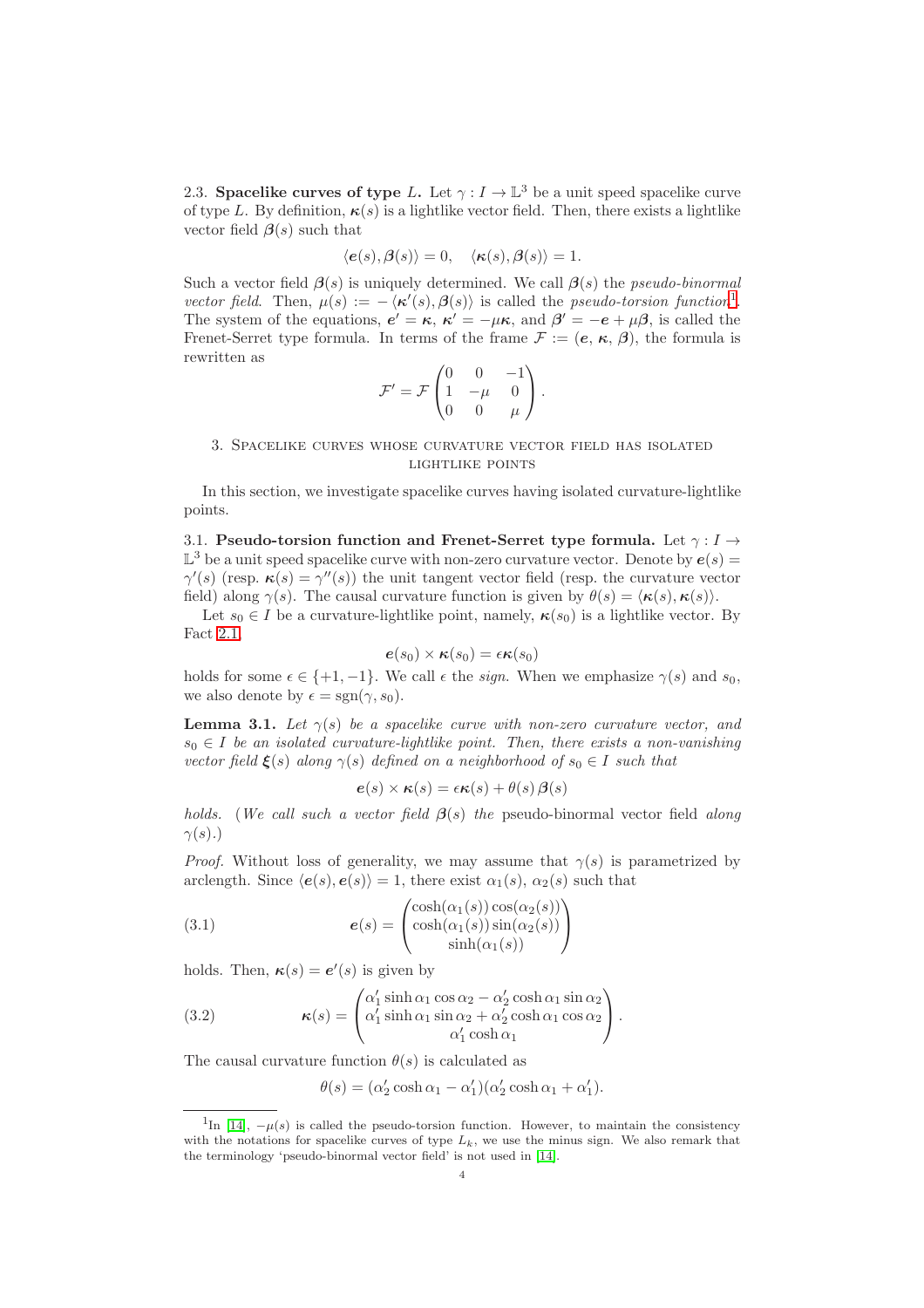2.3. **Spacelike curves of type $L$.** Let $\gamma : I \to \mathbb{L}^3$ be a unit speed spacelike curve of type $L$. By definition, $\boldsymbol{\kappa}(s)$ is a lightlike vector field. Then, there exists a lightlike vector field $\boldsymbol{\beta}(s)$ such that

$$\langle \boldsymbol{e}(s), \boldsymbol{\beta}(s) \rangle = 0, \quad \langle \boldsymbol{\kappa}(s), \boldsymbol{\beta}(s) \rangle = 1.$$

Such a vector field $\boldsymbol{\beta}(s)$ is uniquely determined. We call $\boldsymbol{\beta}(s)$ the *pseudo-binormal vector field*. Then, $\mu(s) := -\langle \boldsymbol{\kappa}'(s), \boldsymbol{\beta}(s) \rangle$ is called the *pseudo-torsion function*[1]. The system of the equations, $\boldsymbol{e}' = \boldsymbol{\kappa}$, $\boldsymbol{\kappa}' = -\mu \boldsymbol{\kappa}$, and $\boldsymbol{\beta}' = -\boldsymbol{e} + \mu \boldsymbol{\beta}$, is called the Frenet-Serret type formula. In terms of the frame $\mathcal{F} := (\boldsymbol{e}, \boldsymbol{\kappa}, \boldsymbol{\beta})$, the formula is rewritten as

$$\mathcal{F}' = \mathcal{F} \begin{pmatrix} 0 & 0 & -1 \\ 1 & -\mu & 0 \\ 0 & 0 & \mu \end{pmatrix}.$$

## 3. Spacelike curves whose curvature vector field has isolated lightlike points

In this section, we investigate spacelike curves having isolated curvature-lightlike points.

3.1. **Pseudo-torsion function and Frenet-Serret type formula.** Let $\gamma : I \to \mathbb{L}^3$ be a unit speed spacelike curve with non-zero curvature vector. Denote by $\boldsymbol{e}(s) = \gamma'(s)$ (resp. $\boldsymbol{\kappa}(s) = \gamma''(s)$) the unit tangent vector field (resp. the curvature vector field) along $\gamma(s)$. The causal curvature function is given by $\theta(s) = \langle \boldsymbol{\kappa}(s), \boldsymbol{\kappa}(s) \rangle$.

Let $s_0 \in I$ be a curvature-lightlike point, namely, $\boldsymbol{\kappa}(s_0)$ is a lightlike vector. By Fact 2.1,

$$\boldsymbol{e}(s_0) \times \boldsymbol{\kappa}(s_0) = \epsilon \boldsymbol{\kappa}(s_0)$$

holds for some $\epsilon \in \{+1, -1\}$. We call $\epsilon$ the *sign*. When we emphasize $\gamma(s)$ and $s_0$, we also denote by $\epsilon = \mathrm{sgn}(\gamma, s_0)$.

**Lemma 3.1.** *Let $\gamma(s)$ be a spacelike curve with non-zero curvature vector, and $s_0 \in I$ be an isolated curvature-lightlike point. Then, there exists a non-vanishing vector field $\boldsymbol{\xi}(s)$ along $\gamma(s)$ defined on a neighborhood of $s_0 \in I$ such that*

$$\boldsymbol{e}(s) \times \boldsymbol{\kappa}(s) = \epsilon \boldsymbol{\kappa}(s) + \theta(s)\, \boldsymbol{\beta}(s)$$

*holds.* (*We call such a vector field $\boldsymbol{\beta}(s)$ the* pseudo-binormal vector field *along $\gamma(s)$.*)

*Proof.* Without loss of generality, we may assume that $\gamma(s)$ is parametrized by arclength. Since $\langle \boldsymbol{e}(s), \boldsymbol{e}(s) \rangle = 1$, there exist $\alpha_1(s)$, $\alpha_2(s)$ such that

$$\boldsymbol{e}(s) = \begin{pmatrix} \cosh(\alpha_1(s)) \cos(\alpha_2(s)) \\ \cosh(\alpha_1(s)) \sin(\alpha_2(s)) \\ \sinh(\alpha_1(s)) \end{pmatrix} \tag{3.1}$$

holds. Then, $\boldsymbol{\kappa}(s) = \boldsymbol{e}'(s)$ is given by

$$\boldsymbol{\kappa}(s) = \begin{pmatrix} \alpha_1' \sinh \alpha_1 \cos \alpha_2 - \alpha_2' \cosh \alpha_1 \sin \alpha_2 \\ \alpha_1' \sinh \alpha_1 \sin \alpha_2 + \alpha_2' \cosh \alpha_1 \cos \alpha_2 \\ \alpha_1' \cosh \alpha_1 \end{pmatrix}. \tag{3.2}$$

The causal curvature function $\theta(s)$ is calculated as

$$\theta(s) = (\alpha_2' \cosh \alpha_1 - \alpha_1')(\alpha_2' \cosh \alpha_1 + \alpha_1').$$

---

[1] In [14], $-\mu(s)$ is called the pseudo-torsion function. However, to maintain the consistency with the notations for spacelike curves of type $L_k$, we use the minus sign. We also remark that the terminology 'pseudo-binormal vector field' is not used in [14].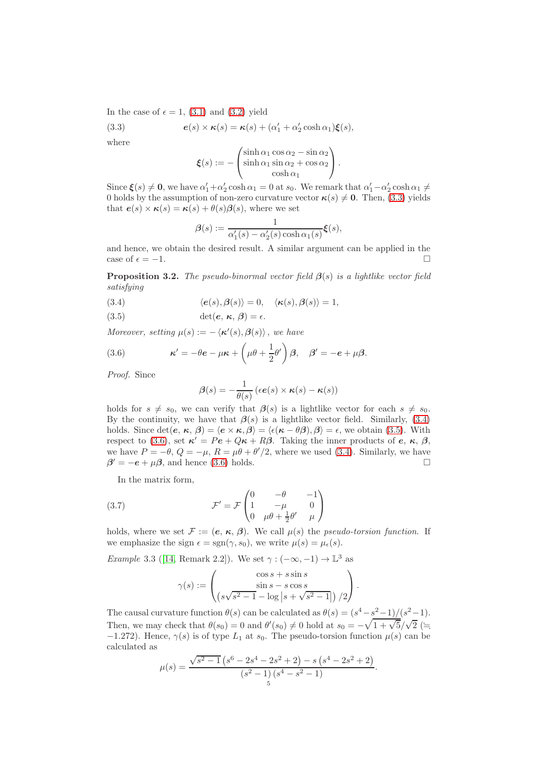In the case of $\epsilon = 1$, (3.1) and (3.2) yield

$$\boldsymbol{e}(s) \times \boldsymbol{\kappa}(s) = \boldsymbol{\kappa}(s) + (\alpha_1' + \alpha_2' \cosh \alpha_1)\boldsymbol{\xi}(s), \tag{3.3}$$

where

$$\boldsymbol{\xi}(s) := -\begin{pmatrix} \sinh \alpha_1 \cos \alpha_2 - \sin \alpha_2 \\ \sinh \alpha_1 \sin \alpha_2 + \cos \alpha_2 \\ \cosh \alpha_1 \end{pmatrix}.$$

Since $\boldsymbol{\xi}(s) \neq \boldsymbol{0}$, we have $\alpha_1' + \alpha_2' \cosh \alpha_1 = 0$ at $s_0$. We remark that $\alpha_1' - \alpha_2' \cosh \alpha_1 \neq 0$ holds by the assumption of non-zero curvature vector $\boldsymbol{\kappa}(s) \neq \boldsymbol{0}$. Then, (3.3) yields that $\boldsymbol{e}(s) \times \boldsymbol{\kappa}(s) = \boldsymbol{\kappa}(s) + \theta(s)\boldsymbol{\beta}(s)$, where we set

$$\boldsymbol{\beta}(s) := \frac{1}{\alpha_1'(s) - \alpha_2'(s)\cosh \alpha_1(s)} \boldsymbol{\xi}(s),$$

and hence, we obtain the desired result. A similar argument can be applied in the case of $\epsilon = -1$. □

**Proposition 3.2.** *The pseudo-binormal vector field $\boldsymbol{\beta}(s)$ is a lightlike vector field satisfying*

$$\langle \boldsymbol{e}(s), \boldsymbol{\beta}(s) \rangle = 0, \quad \langle \boldsymbol{\kappa}(s), \boldsymbol{\beta}(s) \rangle = 1, \tag{3.4}$$

$$\det(\boldsymbol{e},\ \boldsymbol{\kappa},\ \boldsymbol{\beta}) = \epsilon. \tag{3.5}$$

*Moreover, setting $\mu(s) := -\langle \boldsymbol{\kappa}'(s), \boldsymbol{\beta}(s) \rangle$, we have*

$$\boldsymbol{\kappa}' = -\theta \boldsymbol{e} - \mu \boldsymbol{\kappa} + \left( \mu\theta + \frac{1}{2}\theta' \right) \boldsymbol{\beta}, \quad \boldsymbol{\beta}' = -\boldsymbol{e} + \mu \boldsymbol{\beta}. \tag{3.6}$$

*Proof.* Since

$$\boldsymbol{\beta}(s) = -\frac{1}{\theta(s)} \left( \epsilon \boldsymbol{e}(s) \times \boldsymbol{\kappa}(s) - \boldsymbol{\kappa}(s) \right)$$

holds for $s \neq s_0$, we can verify that $\boldsymbol{\beta}(s)$ is a lightlike vector for each $s \neq s_0$. By the continuity, we have that $\boldsymbol{\beta}(s)$ is a lightlike vector field. Similarly, (3.4) holds. Since $\det(\boldsymbol{e},\ \boldsymbol{\kappa},\ \boldsymbol{\beta}) = \langle \boldsymbol{e} \times \boldsymbol{\kappa}, \boldsymbol{\beta} \rangle = \langle \epsilon(\boldsymbol{\kappa} - \theta \boldsymbol{\beta}), \boldsymbol{\beta} \rangle = \epsilon$, we obtain (3.5). With respect to (3.6), set $\boldsymbol{\kappa}' = P\boldsymbol{e} + Q\boldsymbol{\kappa} + R\boldsymbol{\beta}$. Taking the inner products of $\boldsymbol{e}$, $\boldsymbol{\kappa}$, $\boldsymbol{\beta}$, we have $P = -\theta$, $Q = -\mu$, $R = \mu\theta + \theta'/2$, where we used (3.4). Similarly, we have $\boldsymbol{\beta}' = -\boldsymbol{e} + \mu \boldsymbol{\beta}$, and hence (3.6) holds. □

In the matrix form,

$$\mathcal{F}' = \mathcal{F} \begin{pmatrix} 0 & -\theta & -1 \\ 1 & -\mu & 0 \\ 0 & \mu\theta + \frac{1}{2}\theta' & \mu \end{pmatrix} \tag{3.7}$$

holds, where we set $\mathcal{F} := (\boldsymbol{e},\ \boldsymbol{\kappa},\ \boldsymbol{\beta})$. We call $\mu(s)$ the *pseudo-torsion function*. If we emphasize the sign $\epsilon = \operatorname{sgn}(\gamma, s_0)$, we write $\mu(s) = \mu_\epsilon(s)$.

*Example* 3.3 ([14, Remark 2.2]). We set $\gamma : (-\infty, -1) \to \mathbb{L}^3$ as

$$\gamma(s) := \begin{pmatrix} \cos s + s \sin s \\ \sin s - s \cos s \\ \left( s\sqrt{s^2 - 1} - \log \left| s + \sqrt{s^2 - 1} \right| \right)/2 \end{pmatrix}.$$

The causal curvature function $\theta(s)$ can be calculated as $\theta(s) = (s^4 - s^2 - 1)/(s^2 - 1)$. Then, we may check that $\theta(s_0) = 0$ and $\theta'(s_0) \neq 0$ hold at $s_0 = -\sqrt{1 + \sqrt{5}}/\sqrt{2}$ ($\fallingdotseq -1.272$). Hence, $\gamma(s)$ is of type $L_1$ at $s_0$. The pseudo-torsion function $\mu(s)$ can be calculated as

$$\mu(s) = \frac{\sqrt{s^2 - 1}\left( s^6 - 2s^4 - 2s^2 + 2 \right) - s\left( s^4 - 2s^2 + 2 \right)}{\left( s^2 - 1 \right)\left( s^4 - s^2 - 1 \right)}.$$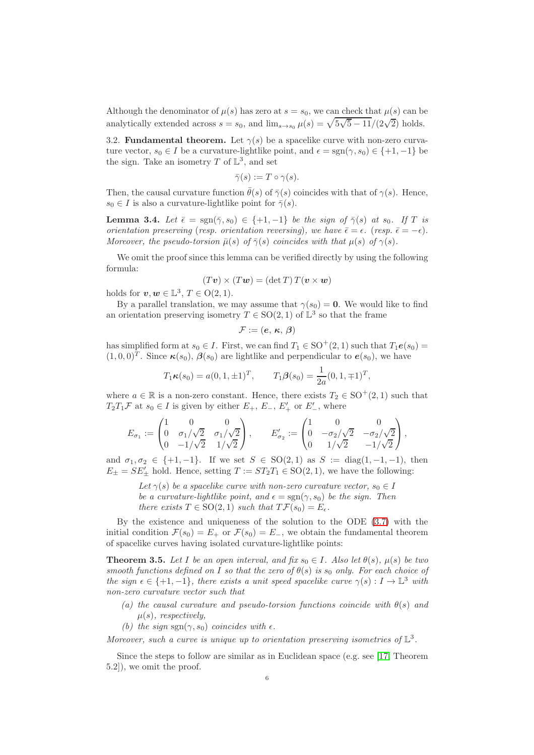Although the denominator of $\mu(s)$ has zero at $s = s_0$, we can check that $\mu(s)$ can be analytically extended across $s = s_0$, and $\lim_{s\to s_0}\mu(s) = \sqrt{5\sqrt{5}-11}/(2\sqrt{2})$ holds.

3.2. **Fundamental theorem.** Let $\gamma(s)$ be a spacelike curve with non-zero curvature vector, $s_0 \in I$ be a curvature-lightlike point, and $\epsilon = \operatorname{sgn}(\gamma, s_0) \in \{+1, -1\}$ be the sign. Take an isometry $T$ of $\mathbb{L}^3$, and set

$$\bar{\gamma}(s) := T \circ \gamma(s).$$

Then, the causal curvature function $\bar{\theta}(s)$ of $\bar{\gamma}(s)$ coincides with that of $\gamma(s)$. Hence, $s_0 \in I$ is also a curvature-lightlike point for $\bar{\gamma}(s)$.

**Lemma 3.4.** *Let $\bar{\epsilon} = \operatorname{sgn}(\bar{\gamma}, s_0) \in \{+1, -1\}$ be the sign of $\bar{\gamma}(s)$ at $s_0$. If $T$ is orientation preserving (resp. orientation reversing), we have $\bar{\epsilon} = \epsilon$. (resp. $\bar{\epsilon} = -\epsilon$). Moreover, the pseudo-torsion $\bar{\mu}(s)$ of $\bar{\gamma}(s)$ coincides with that $\mu(s)$ of $\gamma(s)$.*

We omit the proof since this lemma can be verified directly by using the following formula:

$$(T\boldsymbol{v}) \times (T\boldsymbol{w}) = (\det T)\, T(\boldsymbol{v} \times \boldsymbol{w})$$

holds for $\boldsymbol{v}, \boldsymbol{w} \in \mathbb{L}^3$, $T \in \mathrm{O}(2,1)$.

By a parallel translation, we may assume that $\gamma(s_0) = \boldsymbol{0}$. We would like to find an orientation preserving isometry $T \in \mathrm{SO}(2,1)$ of $\mathbb{L}^3$ so that the frame

$$\mathcal{F} := (\boldsymbol{e}, \boldsymbol{\kappa}, \boldsymbol{\beta})$$

has simplified form at $s_0 \in I$. First, we can find $T_1 \in \mathrm{SO}^+(2,1)$ such that $T_1\boldsymbol{e}(s_0) = (1,0,0)^T$. Since $\boldsymbol{\kappa}(s_0)$, $\boldsymbol{\beta}(s_0)$ are lightlike and perpendicular to $\boldsymbol{e}(s_0)$, we have

$$T_1\boldsymbol{\kappa}(s_0) = a(0,1,\pm 1)^T, \qquad T_1\boldsymbol{\beta}(s_0) = \frac{1}{2a}(0,1,\mp 1)^T,$$

where $a \in \mathbb{R}$ is a non-zero constant. Hence, there exists $T_2 \in \mathrm{SO}^+(2,1)$ such that $T_2T_1\mathcal{F}$ at $s_0 \in I$ is given by either $E_+$, $E_-$, $E'_+$ or $E'_-$, where

$$E_{\sigma_1} := \begin{pmatrix} 1 & 0 & 0 \\ 0 & \sigma_1/\sqrt{2} & \sigma_1/\sqrt{2} \\ 0 & -1/\sqrt{2} & 1/\sqrt{2} \end{pmatrix}, \qquad E'_{\sigma_2} := \begin{pmatrix} 1 & 0 & 0 \\ 0 & -\sigma_2/\sqrt{2} & -\sigma_2/\sqrt{2} \\ 0 & 1/\sqrt{2} & -1/\sqrt{2} \end{pmatrix},$$

and $\sigma_1, \sigma_2 \in \{+1, -1\}$. If we set $S \in \mathrm{SO}(2,1)$ as $S := \operatorname{diag}(1,-1,-1)$, then $E_\pm = SE'_\pm$ hold. Hence, setting $T := ST_2T_1 \in \mathrm{SO}(2,1)$, we have the following:

> *Let $\gamma(s)$ be a spacelike curve with non-zero curvature vector, $s_0 \in I$ be a curvature-lightlike point, and $\epsilon = \operatorname{sgn}(\gamma, s_0)$ be the sign. Then there exists $T \in \mathrm{SO}(2,1)$ such that $T\mathcal{F}(s_0) = E_\epsilon$.*

By the existence and uniqueness of the solution to the ODE (3.7) with the initial condition $\mathcal{F}(s_0) = E_+$ or $\mathcal{F}(s_0) = E_-$, we obtain the fundamental theorem of spacelike curves having isolated curvature-lightlike points:

**Theorem 3.5.** *Let $I$ be an open interval, and fix $s_0 \in I$. Also let $\theta(s)$, $\mu(s)$ be two smooth functions defined on $I$ so that the zero of $\theta(s)$ is $s_0$ only. For each choice of the sign $\epsilon \in \{+1, -1\}$, there exists a unit speed spacelike curve $\gamma(s) : I \to \mathbb{L}^3$ with non-zero curvature vector such that*

- *(a) the causal curvature and pseudo-torsion functions coincide with $\theta(s)$ and $\mu(s)$, respectively,*
- *(b) the sign $\operatorname{sgn}(\gamma, s_0)$ coincides with $\epsilon$.*

*Moreover, such a curve is unique up to orientation preserving isometries of $\mathbb{L}^3$.*

Since the steps to follow are similar as in Euclidean space (e.g. see [17, Theorem 5.2]), we omit the proof.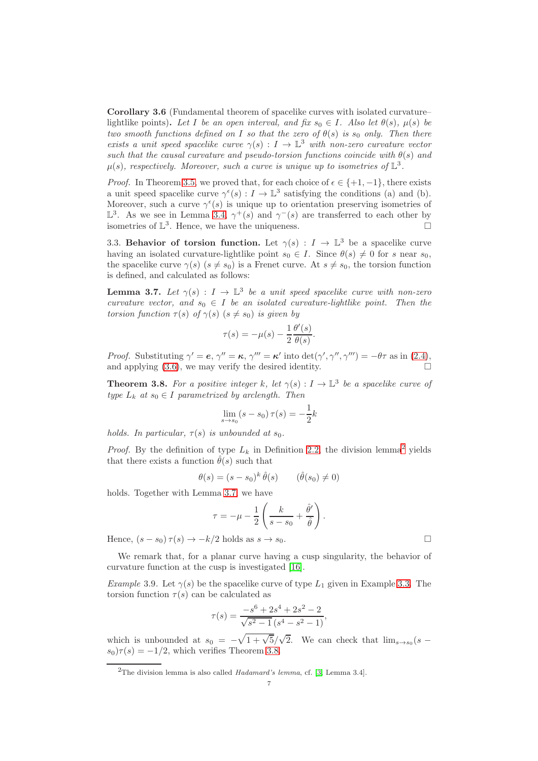**Corollary 3.6** (Fundamental theorem of spacelike curves with isolated curvature–lightlike points)**.** *Let $I$ be an open interval, and fix $s_0 \in I$. Also let $\theta(s)$, $\mu(s)$ be two smooth functions defined on $I$ so that the zero of $\theta(s)$ is $s_0$ only. Then there exists a unit speed spacelike curve $\gamma(s) : I \to \mathbb{L}^3$ with non-zero curvature vector such that the causal curvature and pseudo-torsion functions coincide with $\theta(s)$ and $\mu(s)$, respectively. Moreover, such a curve is unique up to isometries of $\mathbb{L}^3$.*

*Proof.* In Theorem 3.5, we proved that, for each choice of $\epsilon \in \{+1, -1\}$, there exists a unit speed spacelike curve $\gamma^{\epsilon}(s) : I \to \mathbb{L}^3$ satisfying the conditions (a) and (b). Moreover, such a curve $\gamma^{\epsilon}(s)$ is unique up to orientation preserving isometries of $\mathbb{L}^3$. As we see in Lemma 3.4, $\gamma^{+}(s)$ and $\gamma^{-}(s)$ are transferred to each other by isometries of $\mathbb{L}^3$. Hence, we have the uniqueness. □

3.3. **Behavior of torsion function.** Let $\gamma(s) : I \to \mathbb{L}^3$ be a spacelike curve having an isolated curvature-lightlike point $s_0 \in I$. Since $\theta(s) \neq 0$ for $s$ near $s_0$, the spacelike curve $\gamma(s)$ $(s \neq s_0)$ is a Frenet curve. At $s \neq s_0$, the torsion function is defined, and calculated as follows:

**Lemma 3.7.** *Let $\gamma(s) : I \to \mathbb{L}^3$ be a unit speed spacelike curve with non-zero curvature vector, and $s_0 \in I$ be an isolated curvature-lightlike point. Then the torsion function $\tau(s)$ of $\gamma(s)$ $(s \neq s_0)$ is given by*

$$\tau(s) = -\mu(s) - \frac{1}{2}\frac{\theta'(s)}{\theta(s)}.$$

*Proof.* Substituting $\gamma' = \boldsymbol{e}$, $\gamma'' = \boldsymbol{\kappa}$, $\gamma''' = \boldsymbol{\kappa}'$ into $\det(\gamma', \gamma'', \gamma''') = -\theta\tau$ as in (2.4), and applying (3.6), we may verify the desired identity. □

**Theorem 3.8.** *For a positive integer $k$, let $\gamma(s) : I \to \mathbb{L}^3$ be a spacelike curve of type $L_k$ at $s_0 \in I$ parametrized by arclength. Then*

$$\lim_{s \to s_0} (s - s_0)\, \tau(s) = -\frac{1}{2}k$$

*holds. In particular, $\tau(s)$ is unbounded at $s_0$.*

*Proof.* By the definition of type $L_k$ in Definition 2.2, the division lemma[2] yields that there exists a function $\hat{\theta}(s)$ such that

$$\theta(s) = (s - s_0)^k\, \hat{\theta}(s) \qquad (\hat{\theta}(s_0) \neq 0)$$

holds. Together with Lemma 3.7, we have

$$\tau = -\mu - \frac{1}{2}\left(\frac{k}{s - s_0} + \frac{\hat{\theta}'}{\hat{\theta}}\right).$$

Hence, $(s - s_0)\,\tau(s) \to -k/2$ holds as $s \to s_0$. □

We remark that, for a planar curve having a cusp singularity, the behavior of curvature function at the cusp is investigated [16].

*Example* 3.9. Let $\gamma(s)$ be the spacelike curve of type $L_1$ given in Example 3.3. The torsion function $\tau(s)$ can be calculated as

$$\tau(s) = \frac{-s^6 + 2s^4 + 2s^2 - 2}{\sqrt{s^2 - 1}\,(s^4 - s^2 - 1)},$$

which is unbounded at $s_0 = -\sqrt{1 + \sqrt{5}}/\sqrt{2}$. We can check that $\lim_{s \to s_0}(s - s_0)\tau(s) = -1/2$, which verifies Theorem 3.8.

[2] The division lemma is also called *Hadamard's lemma*, cf. [3, Lemma 3.4].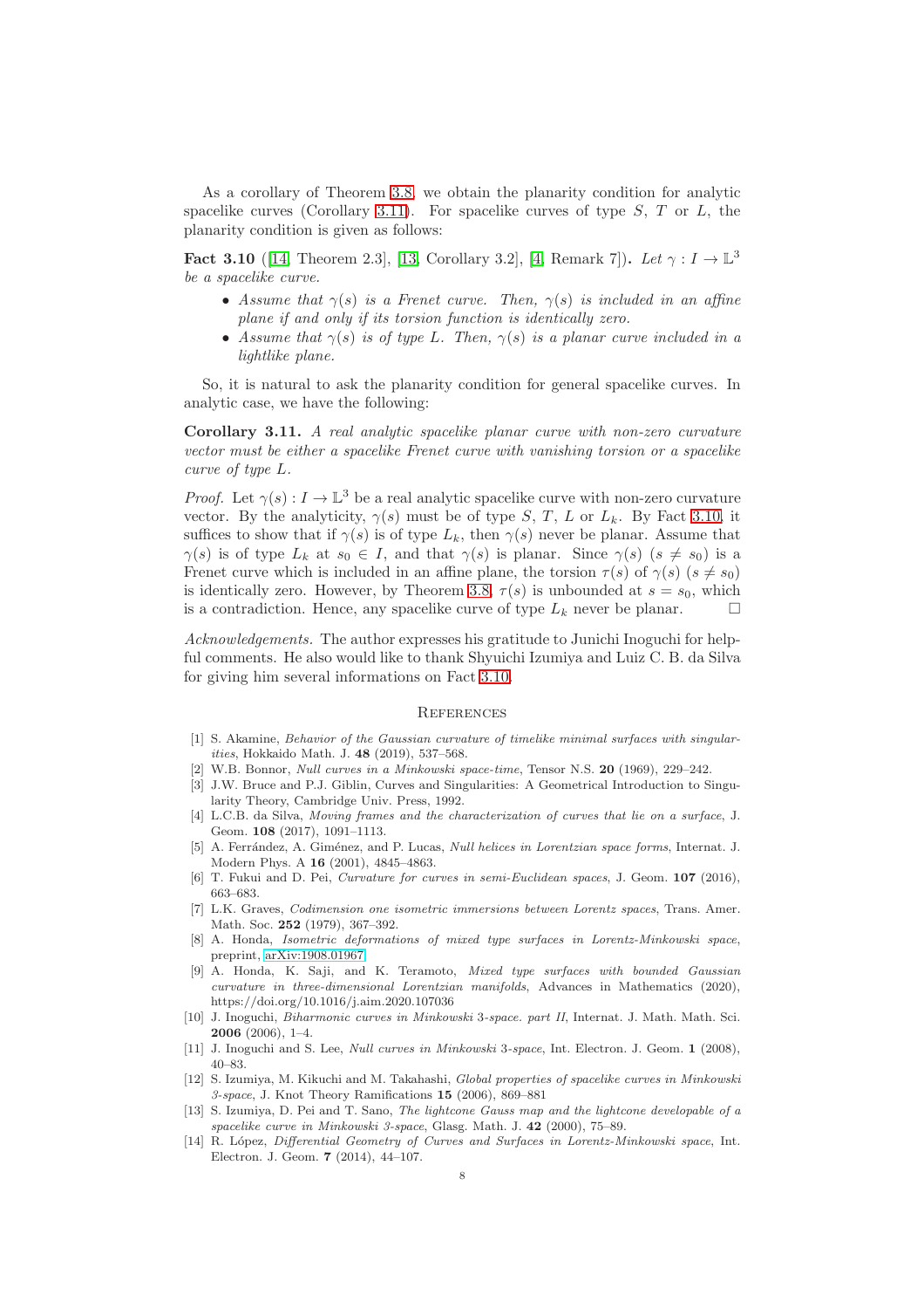As a corollary of Theorem 3.8, we obtain the planarity condition for analytic spacelike curves (Corollary 3.11). For spacelike curves of type $S$, $T$ or $L$, the planarity condition is given as follows:

**Fact 3.10** ([14, Theorem 2.3], [13, Corollary 3.2], [4, Remark 7])**.** *Let $\gamma : I \to \mathbb{L}^3$ be a spacelike curve.*

- *Assume that $\gamma(s)$ is a Frenet curve. Then, $\gamma(s)$ is included in an affine plane if and only if its torsion function is identically zero.*
- *Assume that $\gamma(s)$ is of type $L$. Then, $\gamma(s)$ is a planar curve included in a lightlike plane.*

So, it is natural to ask the planarity condition for general spacelike curves. In analytic case, we have the following:

**Corollary 3.11.** *A real analytic spacelike planar curve with non-zero curvature vector must be either a spacelike Frenet curve with vanishing torsion or a spacelike curve of type $L$.*

*Proof.* Let $\gamma(s) : I \to \mathbb{L}^3$ be a real analytic spacelike curve with non-zero curvature vector. By the analyticity, $\gamma(s)$ must be of type $S$, $T$, $L$ or $L_k$. By Fact 3.10, it suffices to show that if $\gamma(s)$ is of type $L_k$, then $\gamma(s)$ never be planar. Assume that $\gamma(s)$ is of type $L_k$ at $s_0 \in I$, and that $\gamma(s)$ is planar. Since $\gamma(s)$ ($s \neq s_0$) is a Frenet curve which is included in an affine plane, the torsion $\tau(s)$ of $\gamma(s)$ ($s \neq s_0$) is identically zero. However, by Theorem 3.8, $\tau(s)$ is unbounded at $s = s_0$, which is a contradiction. Hence, any spacelike curve of type $L_k$ never be planar. □

*Acknowledgements.* The author expresses his gratitude to Junichi Inoguchi for helpful comments. He also would like to thank Shyuichi Izumiya and Luiz C. B. da Silva for giving him several informations on Fact 3.10.

## References

[1] S. Akamine, *Behavior of the Gaussian curvature of timelike minimal surfaces with singularities*, Hokkaido Math. J. **48** (2019), 537–568.

[2] W.B. Bonnor, *Null curves in a Minkowski space-time*, Tensor N.S. **20** (1969), 229–242.

[3] J.W. Bruce and P.J. Giblin, Curves and Singularities: A Geometrical Introduction to Singularity Theory, Cambridge Univ. Press, 1992.

[4] L.C.B. da Silva, *Moving frames and the characterization of curves that lie on a surface*, J. Geom. **108** (2017), 1091–1113.

[5] A. Ferrández, A. Giménez, and P. Lucas, *Null helices in Lorentzian space forms*, Internat. J. Modern Phys. A **16** (2001), 4845–4863.

[6] T. Fukui and D. Pei, *Curvature for curves in semi-Euclidean spaces*, J. Geom. **107** (2016), 663–683.

[7] L.K. Graves, *Codimension one isometric immersions between Lorentz spaces*, Trans. Amer. Math. Soc. **252** (1979), 367–392.

[8] A. Honda, *Isometric deformations of mixed type surfaces in Lorentz-Minkowski space*, preprint, arXiv:1908.01967.

[9] A. Honda, K. Saji, and K. Teramoto, *Mixed type surfaces with bounded Gaussian curvature in three-dimensional Lorentzian manifolds*, Advances in Mathematics (2020), https://doi.org/10.1016/j.aim.2020.107036

[10] J. Inoguchi, *Biharmonic curves in Minkowski 3-space. part II*, Internat. J. Math. Math. Sci. **2006** (2006), 1–4.

[11] J. Inoguchi and S. Lee, *Null curves in Minkowski 3-space*, Int. Electron. J. Geom. **1** (2008), 40–83.

[12] S. Izumiya, M. Kikuchi and M. Takahashi, *Global properties of spacelike curves in Minkowski 3-space*, J. Knot Theory Ramifications **15** (2006), 869–881

[13] S. Izumiya, D. Pei and T. Sano, *The lightcone Gauss map and the lightcone developable of a spacelike curve in Minkowski 3-space*, Glasg. Math. J. **42** (2000), 75–89.

[14] R. López, *Differential Geometry of Curves and Surfaces in Lorentz-Minkowski space*, Int. Electron. J. Geom. **7** (2014), 44–107.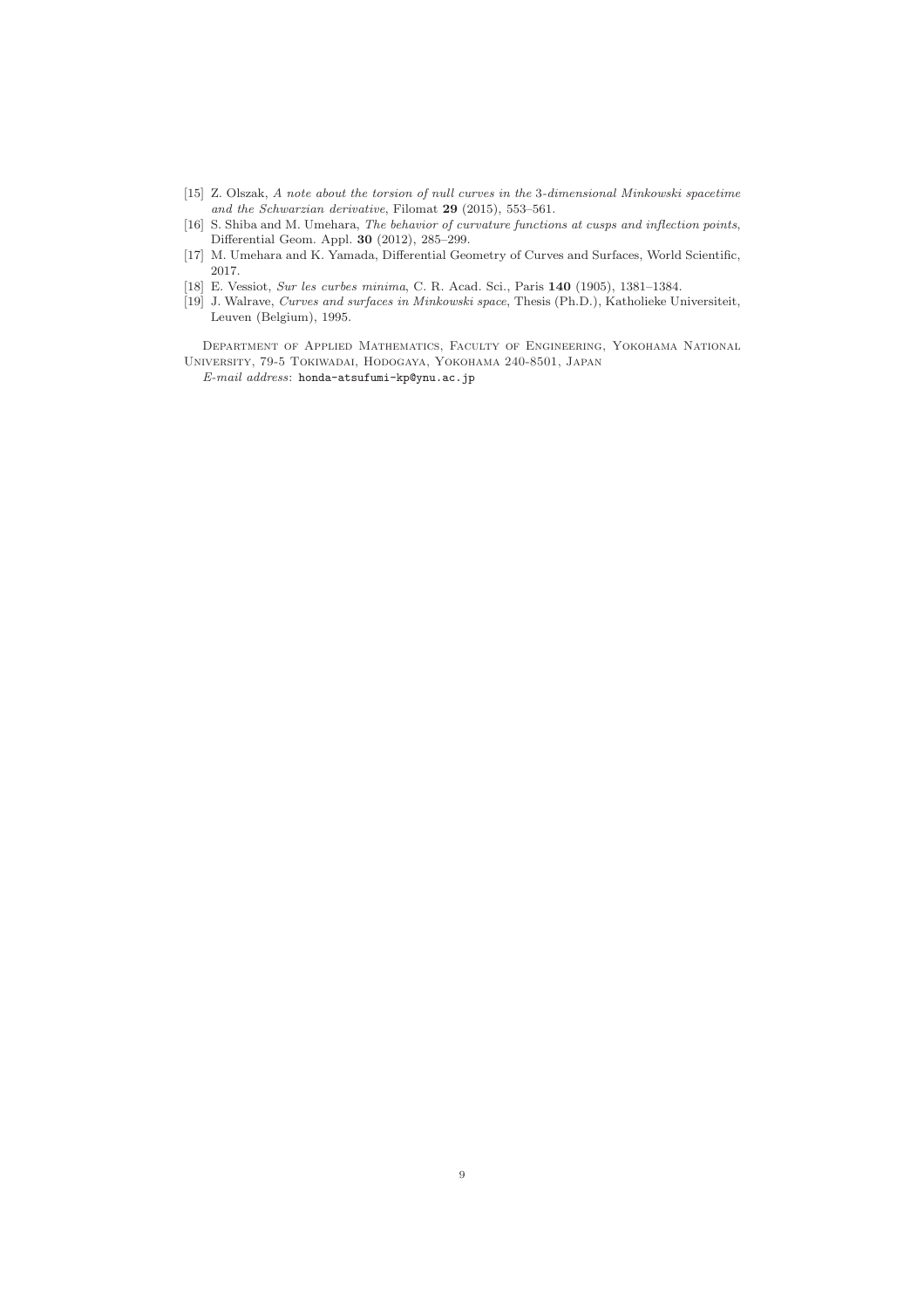[15] Z. Olszak, *A note about the torsion of null curves in the 3-dimensional Minkowski spacetime and the Schwarzian derivative*, Filomat **29** (2015), 553–561.

[16] S. Shiba and M. Umehara, *The behavior of curvature functions at cusps and inflection points*, Differential Geom. Appl. **30** (2012), 285–299.

[17] M. Umehara and K. Yamada, Differential Geometry of Curves and Surfaces, World Scientific, 2017.

[18] E. Vessiot, *Sur les curbes minima*, C. R. Acad. Sci., Paris **140** (1905), 1381–1384.

[19] J. Walrave, *Curves and surfaces in Minkowski space*, Thesis (Ph.D.), Katholieke Universiteit, Leuven (Belgium), 1995.

Department of Applied Mathematics, Faculty of Engineering, Yokohama National University, 79-5 Tokiwadai, Hodogaya, Yokohama 240-8501, Japan

*E-mail address*: `honda-atsufumi-kp@ynu.ac.jp`